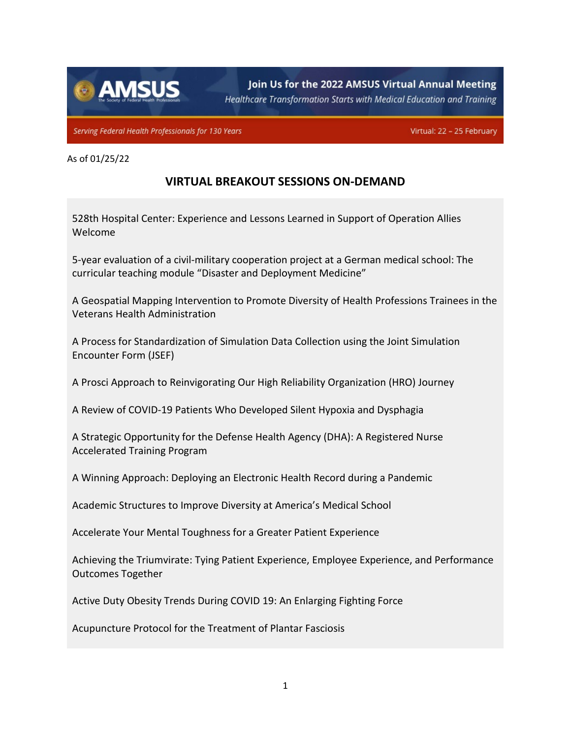**Join Us for the 2022 AMSUS Virtual Annual Meeting**

*Healthcare Transformation Starts with Medical Education and Training*

*Serving Federal Health Professionals for 130 Years*

Virtual: 22 – 25 February

As of 01/25/22

## VIRTUAL BREAKOUT SESSIONS ON-DEMAND

528th Hospital Center: Experience and Lessons Learned in Support of Operation Allies Welcome

5-year evaluation of a civil-military cooperation project at a German medical school: The curricular teaching module "Disaster and Deployment Medicine"

A Geospatial Mapping Intervention to Promote Diversity of Health Professions Trainees in the Veterans Health Administration

A Process for Standardization of Simulation Data Collection using the Joint Simulation Encounter Form (JSEF)

A Prosci Approach to Reinvigorating Our High Reliability Organization (HRO) Journey

A Review of COVID-19 Patients Who Developed Silent Hypoxia and Dysphagia

A Strategic Opportunity for the Defense Health Agency (DHA): A Registered Nurse Accelerated Training Program

A Winning Approach: Deploying an Electronic Health Record during a Pandemic

Academic Structures to Improve Diversity at America's Medical School

Accelerate Your Mental Toughness for a Greater Patient Experience

Achieving the Triumvirate: Tying Patient Experience, Employee Experience, and Performance Outcomes Together

Active Duty Obesity Trends During COVID 19: An Enlarging Fighting Force

Acupuncture Protocol for the Treatment of Plantar Fasciosis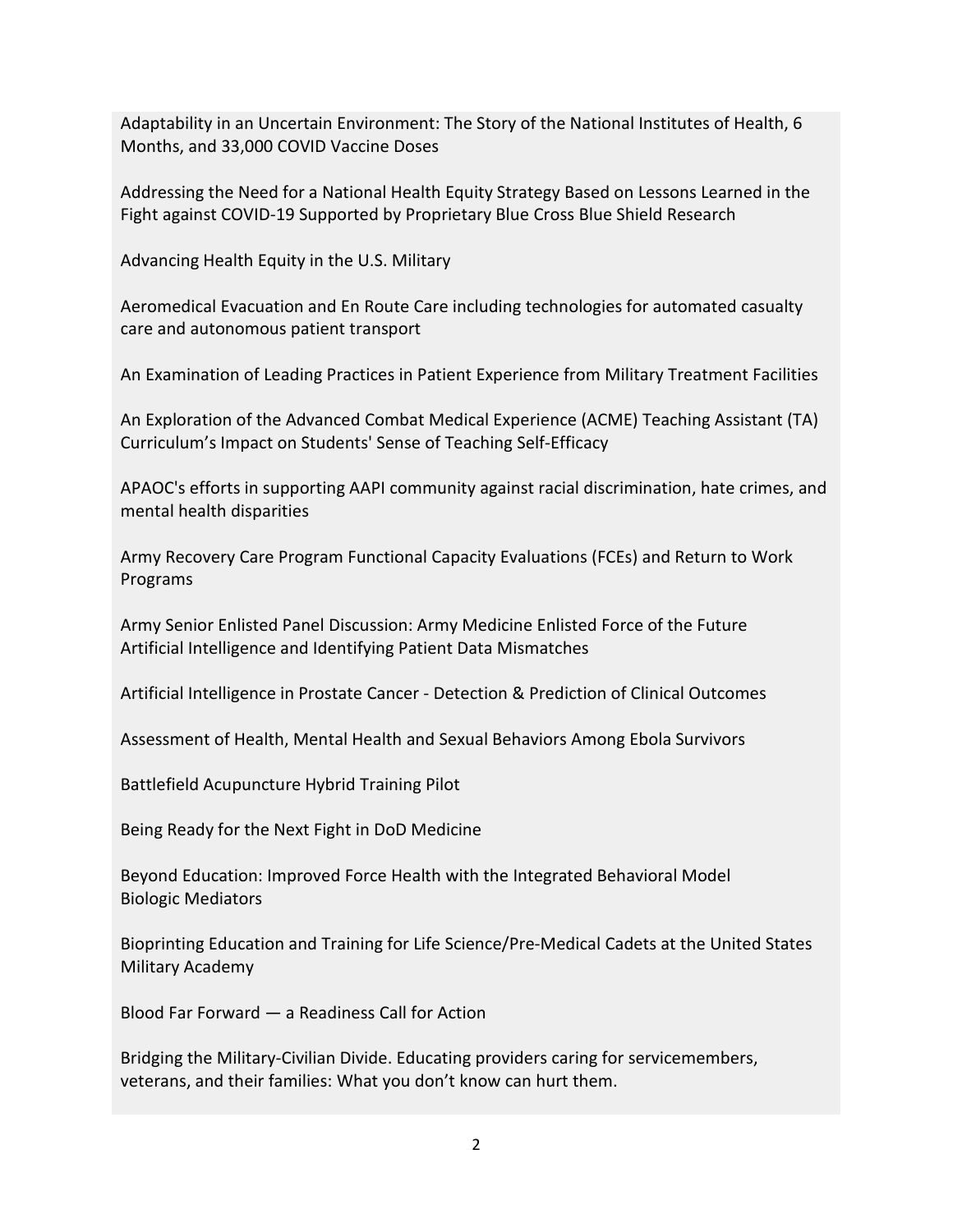Adaptability in an Uncertain Environment: The Story of the National Institutes of Health, 6 Months, and 33,000 COVID Vaccine Doses

Addressing the Need for a National Health Equity Strategy Based on Lessons Learned in the Fight against COVID-19 Supported by Proprietary Blue Cross Blue Shield Research

Advancing Health Equity in the U.S. Military

Aeromedical Evacuation and En Route Care including technologies for automated casualty care and autonomous patient transport

An Examination of Leading Practices in Patient Experience from Military Treatment Facilities

An Exploration of the Advanced Combat Medical Experience (ACME) Teaching Assistant (TA) Curriculum's Impact on Students' Sense of Teaching Self-Efficacy

APAOC's efforts in supporting AAPI community against racial discrimination, hate crimes, and mental health disparities

Army Recovery Care Program Functional Capacity Evaluations (FCEs) and Return to Work Programs

Army Senior Enlisted Panel Discussion: Army Medicine Enlisted Force of the Future
Artificial Intelligence and Identifying Patient Data Mismatches

Artificial Intelligence in Prostate Cancer - Detection & Prediction of Clinical Outcomes

Assessment of Health, Mental Health and Sexual Behaviors Among Ebola Survivors

Battlefield Acupuncture Hybrid Training Pilot

Being Ready for the Next Fight in DoD Medicine

Beyond Education: Improved Force Health with the Integrated Behavioral Model
Biologic Mediators

Bioprinting Education and Training for Life Science/Pre-Medical Cadets at the United States Military Academy

Blood Far Forward — a Readiness Call for Action

Bridging the Military-Civilian Divide. Educating providers caring for servicemembers, veterans, and their families: What you don't know can hurt them.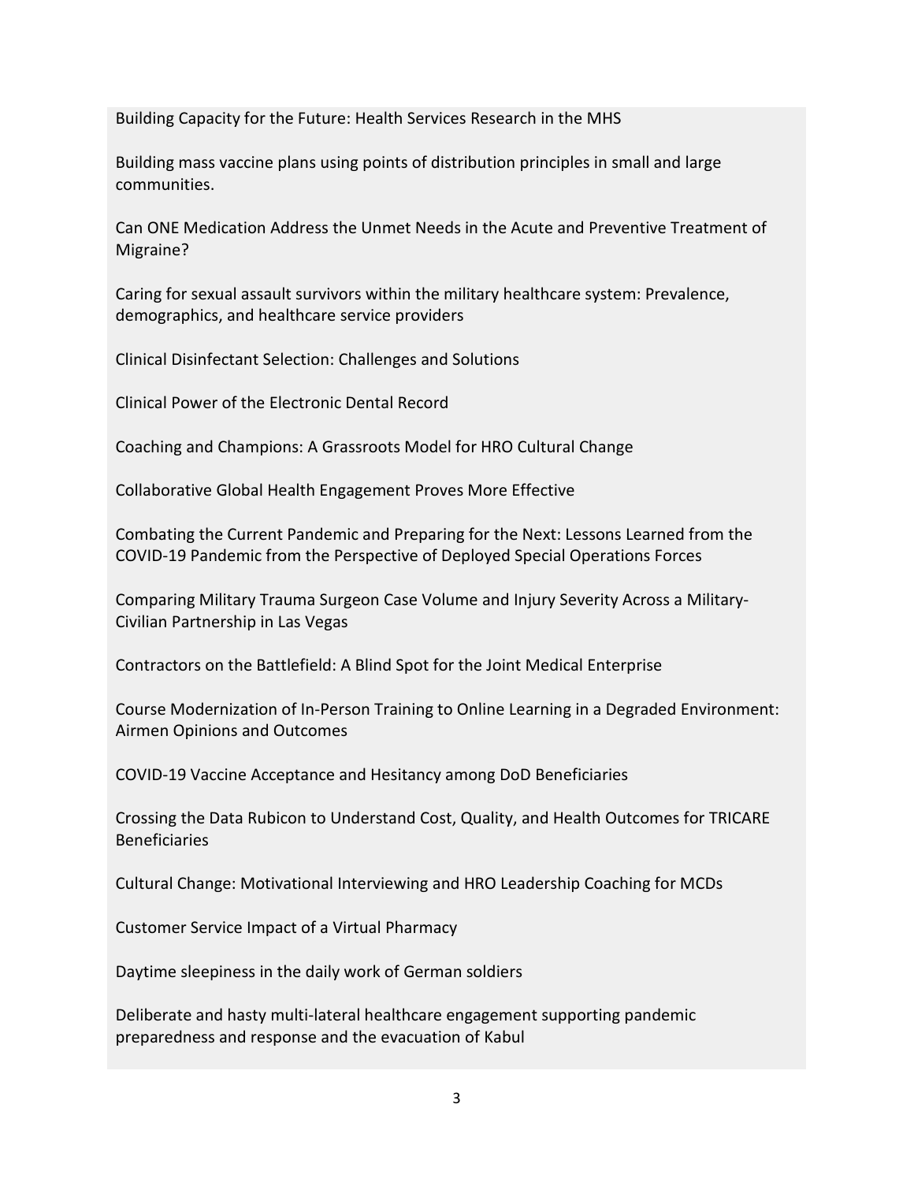Building Capacity for the Future: Health Services Research in the MHS

Building mass vaccine plans using points of distribution principles in small and large communities.

Can ONE Medication Address the Unmet Needs in the Acute and Preventive Treatment of Migraine?

Caring for sexual assault survivors within the military healthcare system: Prevalence, demographics, and healthcare service providers

Clinical Disinfectant Selection: Challenges and Solutions

Clinical Power of the Electronic Dental Record

Coaching and Champions: A Grassroots Model for HRO Cultural Change

Collaborative Global Health Engagement Proves More Effective

Combating the Current Pandemic and Preparing for the Next: Lessons Learned from the COVID-19 Pandemic from the Perspective of Deployed Special Operations Forces

Comparing Military Trauma Surgeon Case Volume and Injury Severity Across a Military-Civilian Partnership in Las Vegas

Contractors on the Battlefield: A Blind Spot for the Joint Medical Enterprise

Course Modernization of In-Person Training to Online Learning in a Degraded Environment: Airmen Opinions and Outcomes

COVID-19 Vaccine Acceptance and Hesitancy among DoD Beneficiaries

Crossing the Data Rubicon to Understand Cost, Quality, and Health Outcomes for TRICARE Beneficiaries

Cultural Change: Motivational Interviewing and HRO Leadership Coaching for MCDs

Customer Service Impact of a Virtual Pharmacy

Daytime sleepiness in the daily work of German soldiers

Deliberate and hasty multi-lateral healthcare engagement supporting pandemic preparedness and response and the evacuation of Kabul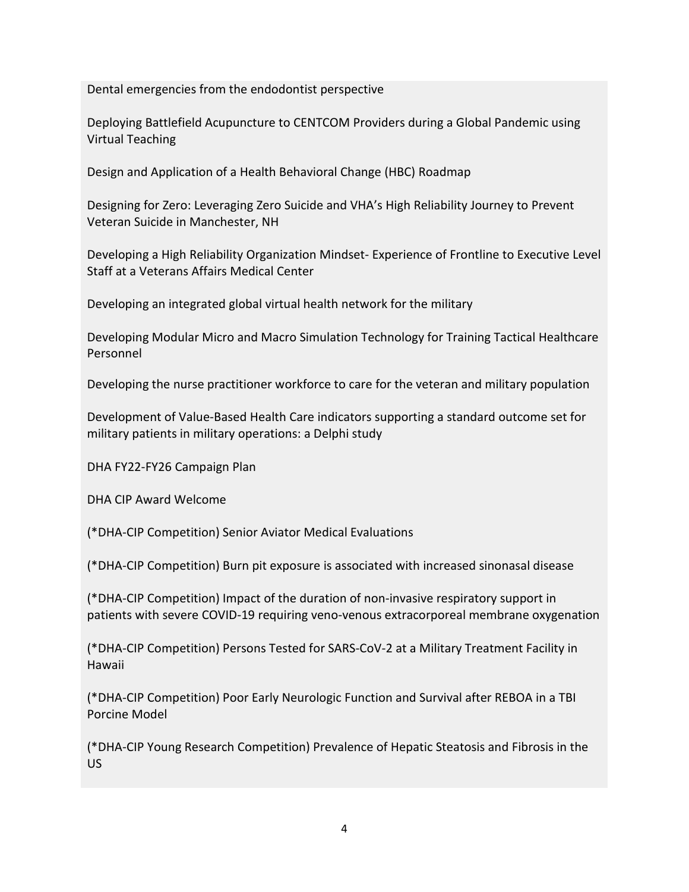Dental emergencies from the endodontist perspective

Deploying Battlefield Acupuncture to CENTCOM Providers during a Global Pandemic using Virtual Teaching

Design and Application of a Health Behavioral Change (HBC) Roadmap

Designing for Zero: Leveraging Zero Suicide and VHA's High Reliability Journey to Prevent Veteran Suicide in Manchester, NH

Developing a High Reliability Organization Mindset- Experience of Frontline to Executive Level Staff at a Veterans Affairs Medical Center

Developing an integrated global virtual health network for the military

Developing Modular Micro and Macro Simulation Technology for Training Tactical Healthcare Personnel

Developing the nurse practitioner workforce to care for the veteran and military population

Development of Value-Based Health Care indicators supporting a standard outcome set for military patients in military operations: a Delphi study

DHA FY22-FY26 Campaign Plan

DHA CIP Award Welcome

(*DHA-CIP Competition) Senior Aviator Medical Evaluations

(*DHA-CIP Competition) Burn pit exposure is associated with increased sinonasal disease

(*DHA-CIP Competition) Impact of the duration of non-invasive respiratory support in patients with severe COVID-19 requiring veno-venous extracorporeal membrane oxygenation

(*DHA-CIP Competition) Persons Tested for SARS-CoV-2 at a Military Treatment Facility in Hawaii

(*DHA-CIP Competition) Poor Early Neurologic Function and Survival after REBOA in a TBI Porcine Model

(*DHA-CIP Young Research Competition) Prevalence of Hepatic Steatosis and Fibrosis in the US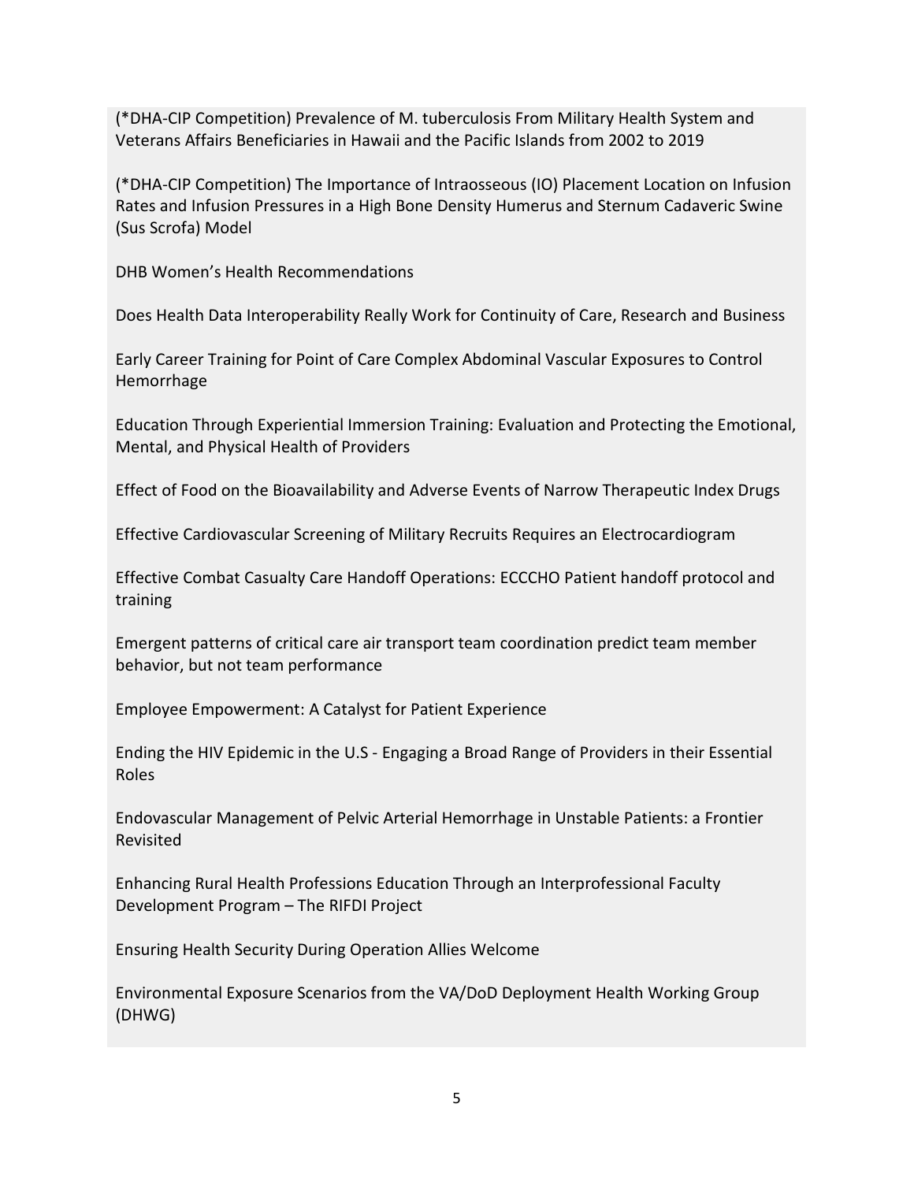(*DHA-CIP Competition) Prevalence of M. tuberculosis From Military Health System and Veterans Affairs Beneficiaries in Hawaii and the Pacific Islands from 2002 to 2019

(*DHA-CIP Competition) The Importance of Intraosseous (IO) Placement Location on Infusion Rates and Infusion Pressures in a High Bone Density Humerus and Sternum Cadaveric Swine (Sus Scrofa) Model

DHB Women's Health Recommendations

Does Health Data Interoperability Really Work for Continuity of Care, Research and Business

Early Career Training for Point of Care Complex Abdominal Vascular Exposures to Control Hemorrhage

Education Through Experiential Immersion Training: Evaluation and Protecting the Emotional, Mental, and Physical Health of Providers

Effect of Food on the Bioavailability and Adverse Events of Narrow Therapeutic Index Drugs

Effective Cardiovascular Screening of Military Recruits Requires an Electrocardiogram

Effective Combat Casualty Care Handoff Operations: ECCCHO Patient handoff protocol and training

Emergent patterns of critical care air transport team coordination predict team member behavior, but not team performance

Employee Empowerment: A Catalyst for Patient Experience

Ending the HIV Epidemic in the U.S - Engaging a Broad Range of Providers in their Essential Roles

Endovascular Management of Pelvic Arterial Hemorrhage in Unstable Patients: a Frontier Revisited

Enhancing Rural Health Professions Education Through an Interprofessional Faculty Development Program – The RIFDI Project

Ensuring Health Security During Operation Allies Welcome

Environmental Exposure Scenarios from the VA/DoD Deployment Health Working Group (DHWG)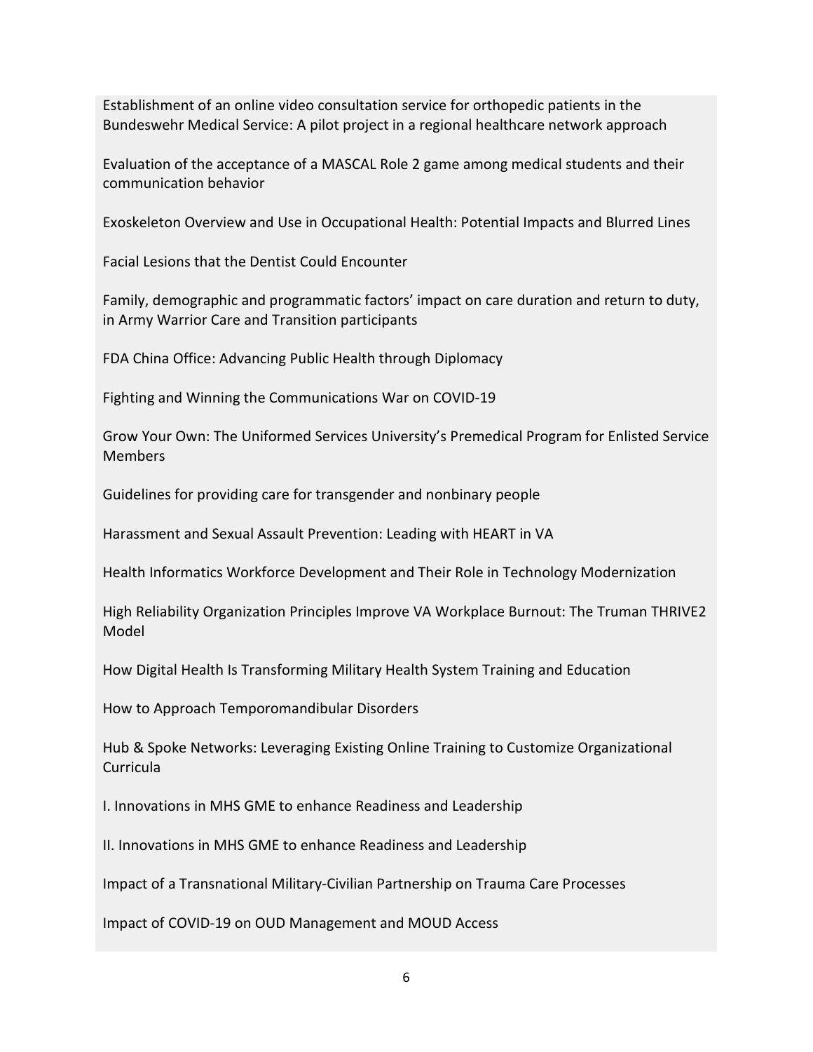Establishment of an online video consultation service for orthopedic patients in the Bundeswehr Medical Service: A pilot project in a regional healthcare network approach

Evaluation of the acceptance of a MASCAL Role 2 game among medical students and their communication behavior

Exoskeleton Overview and Use in Occupational Health: Potential Impacts and Blurred Lines

Facial Lesions that the Dentist Could Encounter

Family, demographic and programmatic factors' impact on care duration and return to duty, in Army Warrior Care and Transition participants

FDA China Office: Advancing Public Health through Diplomacy

Fighting and Winning the Communications War on COVID-19

Grow Your Own: The Uniformed Services University's Premedical Program for Enlisted Service Members

Guidelines for providing care for transgender and nonbinary people

Harassment and Sexual Assault Prevention: Leading with HEART in VA

Health Informatics Workforce Development and Their Role in Technology Modernization

High Reliability Organization Principles Improve VA Workplace Burnout: The Truman THRIVE2 Model

How Digital Health Is Transforming Military Health System Training and Education

How to Approach Temporomandibular Disorders

Hub & Spoke Networks: Leveraging Existing Online Training to Customize Organizational Curricula

I. Innovations in MHS GME to enhance Readiness and Leadership

II. Innovations in MHS GME to enhance Readiness and Leadership

Impact of a Transnational Military-Civilian Partnership on Trauma Care Processes

Impact of COVID-19 on OUD Management and MOUD Access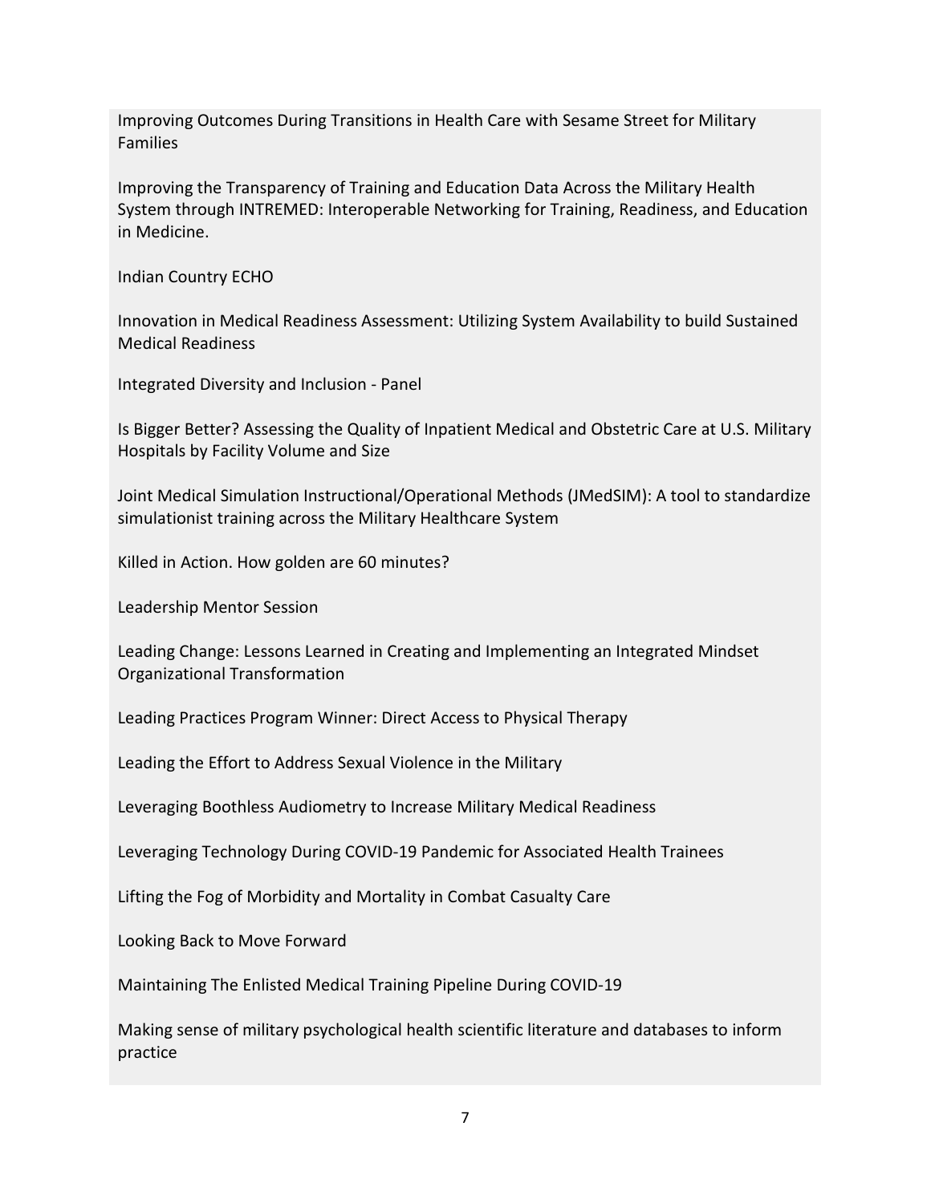Improving Outcomes During Transitions in Health Care with Sesame Street for Military Families

Improving the Transparency of Training and Education Data Across the Military Health System through INTREMED: Interoperable Networking for Training, Readiness, and Education in Medicine.

Indian Country ECHO

Innovation in Medical Readiness Assessment: Utilizing System Availability to build Sustained Medical Readiness

Integrated Diversity and Inclusion - Panel

Is Bigger Better? Assessing the Quality of Inpatient Medical and Obstetric Care at U.S. Military Hospitals by Facility Volume and Size

Joint Medical Simulation Instructional/Operational Methods (JMedSIM): A tool to standardize simulationist training across the Military Healthcare System

Killed in Action. How golden are 60 minutes?

Leadership Mentor Session

Leading Change: Lessons Learned in Creating and Implementing an Integrated Mindset Organizational Transformation

Leading Practices Program Winner: Direct Access to Physical Therapy

Leading the Effort to Address Sexual Violence in the Military

Leveraging Boothless Audiometry to Increase Military Medical Readiness

Leveraging Technology During COVID-19 Pandemic for Associated Health Trainees

Lifting the Fog of Morbidity and Mortality in Combat Casualty Care

Looking Back to Move Forward

Maintaining The Enlisted Medical Training Pipeline During COVID-19

Making sense of military psychological health scientific literature and databases to inform practice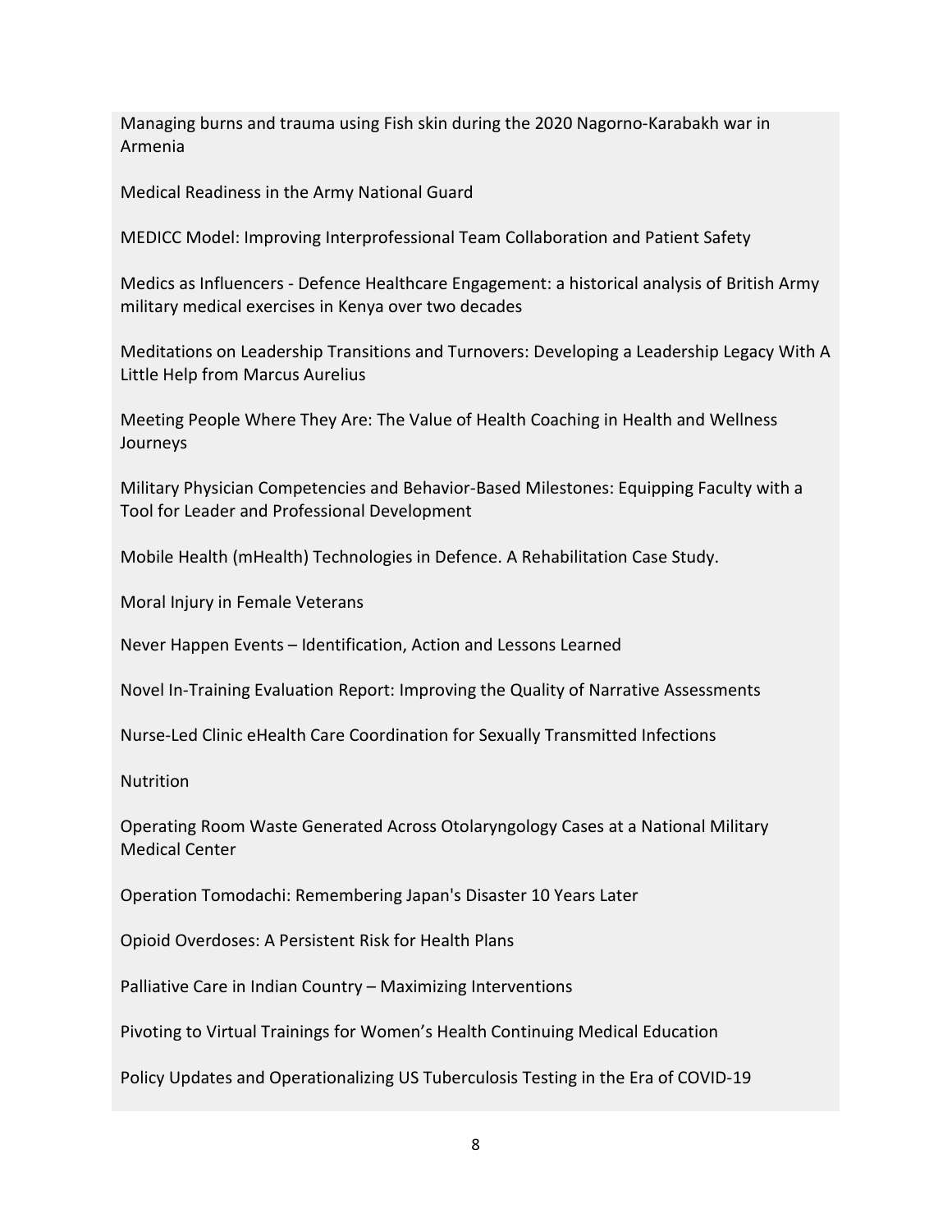Managing burns and trauma using Fish skin during the 2020 Nagorno-Karabakh war in Armenia

Medical Readiness in the Army National Guard

MEDICC Model: Improving Interprofessional Team Collaboration and Patient Safety

Medics as Influencers - Defence Healthcare Engagement: a historical analysis of British Army military medical exercises in Kenya over two decades

Meditations on Leadership Transitions and Turnovers: Developing a Leadership Legacy With A Little Help from Marcus Aurelius

Meeting People Where They Are: The Value of Health Coaching in Health and Wellness Journeys

Military Physician Competencies and Behavior-Based Milestones: Equipping Faculty with a Tool for Leader and Professional Development

Mobile Health (mHealth) Technologies in Defence. A Rehabilitation Case Study.

Moral Injury in Female Veterans

Never Happen Events – Identification, Action and Lessons Learned

Novel In-Training Evaluation Report: Improving the Quality of Narrative Assessments

Nurse-Led Clinic eHealth Care Coordination for Sexually Transmitted Infections

Nutrition

Operating Room Waste Generated Across Otolaryngology Cases at a National Military Medical Center

Operation Tomodachi: Remembering Japan's Disaster 10 Years Later

Opioid Overdoses: A Persistent Risk for Health Plans

Palliative Care in Indian Country – Maximizing Interventions

Pivoting to Virtual Trainings for Women's Health Continuing Medical Education

Policy Updates and Operationalizing US Tuberculosis Testing in the Era of COVID-19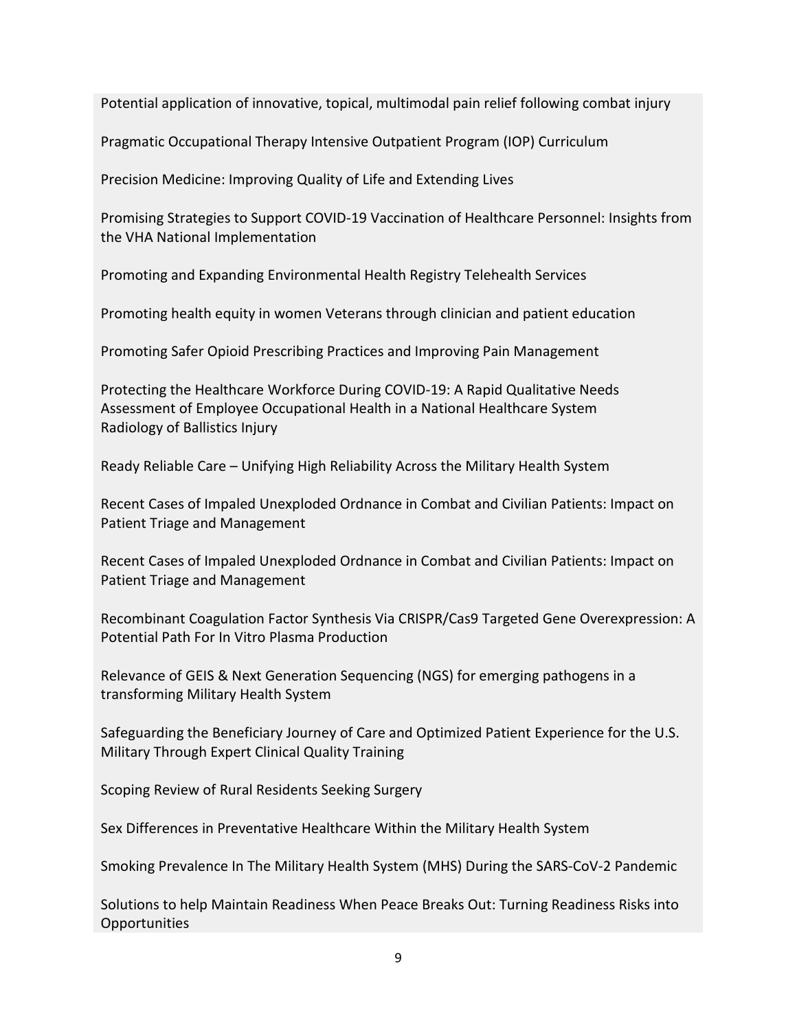Potential application of innovative, topical, multimodal pain relief following combat injury

Pragmatic Occupational Therapy Intensive Outpatient Program (IOP) Curriculum

Precision Medicine: Improving Quality of Life and Extending Lives

Promising Strategies to Support COVID-19 Vaccination of Healthcare Personnel: Insights from the VHA National Implementation

Promoting and Expanding Environmental Health Registry Telehealth Services

Promoting health equity in women Veterans through clinician and patient education

Promoting Safer Opioid Prescribing Practices and Improving Pain Management

Protecting the Healthcare Workforce During COVID-19: A Rapid Qualitative Needs Assessment of Employee Occupational Health in a National Healthcare System

Radiology of Ballistics Injury

Ready Reliable Care – Unifying High Reliability Across the Military Health System

Recent Cases of Impaled Unexploded Ordnance in Combat and Civilian Patients: Impact on Patient Triage and Management

Recent Cases of Impaled Unexploded Ordnance in Combat and Civilian Patients: Impact on Patient Triage and Management

Recombinant Coagulation Factor Synthesis Via CRISPR/Cas9 Targeted Gene Overexpression: A Potential Path For In Vitro Plasma Production

Relevance of GEIS & Next Generation Sequencing (NGS) for emerging pathogens in a transforming Military Health System

Safeguarding the Beneficiary Journey of Care and Optimized Patient Experience for the U.S. Military Through Expert Clinical Quality Training

Scoping Review of Rural Residents Seeking Surgery

Sex Differences in Preventative Healthcare Within the Military Health System

Smoking Prevalence In The Military Health System (MHS) During the SARS-CoV-2 Pandemic

Solutions to help Maintain Readiness When Peace Breaks Out: Turning Readiness Risks into Opportunities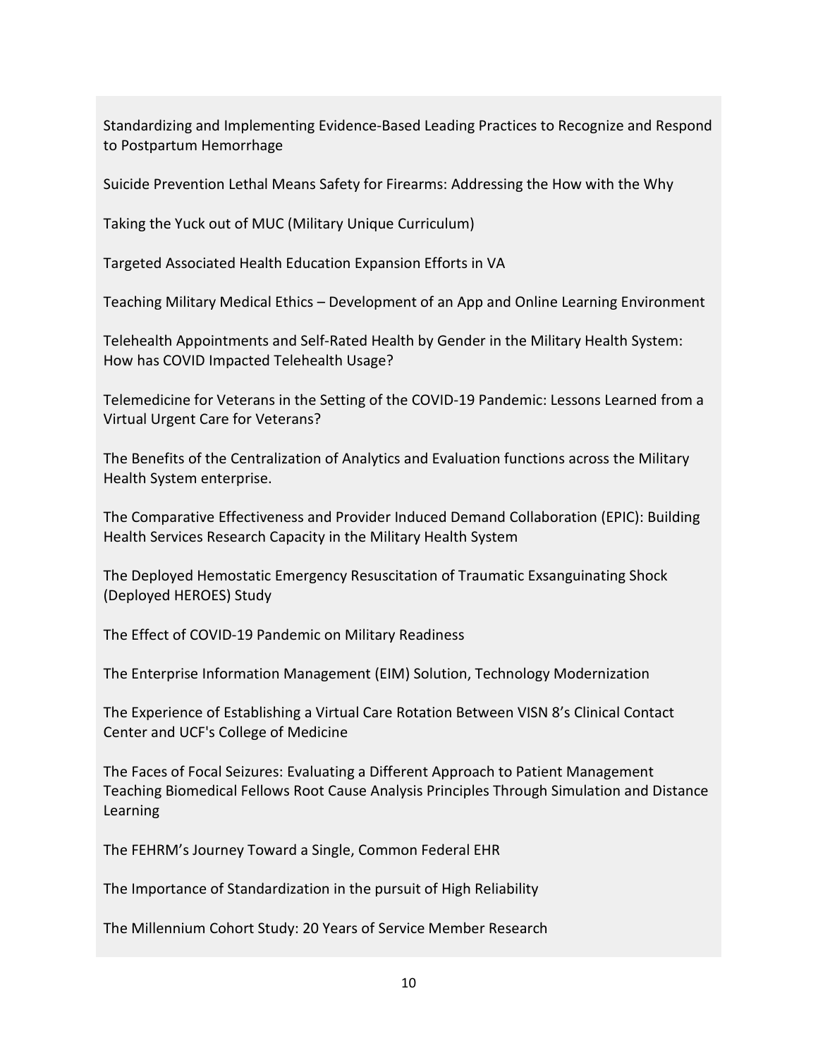Standardizing and Implementing Evidence-Based Leading Practices to Recognize and Respond to Postpartum Hemorrhage

Suicide Prevention Lethal Means Safety for Firearms: Addressing the How with the Why

Taking the Yuck out of MUC (Military Unique Curriculum)

Targeted Associated Health Education Expansion Efforts in VA

Teaching Military Medical Ethics – Development of an App and Online Learning Environment

Telehealth Appointments and Self-Rated Health by Gender in the Military Health System: How has COVID Impacted Telehealth Usage?

Telemedicine for Veterans in the Setting of the COVID-19 Pandemic: Lessons Learned from a Virtual Urgent Care for Veterans?

The Benefits of the Centralization of Analytics and Evaluation functions across the Military Health System enterprise.

The Comparative Effectiveness and Provider Induced Demand Collaboration (EPIC): Building Health Services Research Capacity in the Military Health System

The Deployed Hemostatic Emergency Resuscitation of Traumatic Exsanguinating Shock (Deployed HEROES) Study

The Effect of COVID-19 Pandemic on Military Readiness

The Enterprise Information Management (EIM) Solution, Technology Modernization

The Experience of Establishing a Virtual Care Rotation Between VISN 8's Clinical Contact Center and UCF's College of Medicine

The Faces of Focal Seizures: Evaluating a Different Approach to Patient Management
Teaching Biomedical Fellows Root Cause Analysis Principles Through Simulation and Distance Learning

The FEHRM's Journey Toward a Single, Common Federal EHR

The Importance of Standardization in the pursuit of High Reliability

The Millennium Cohort Study: 20 Years of Service Member Research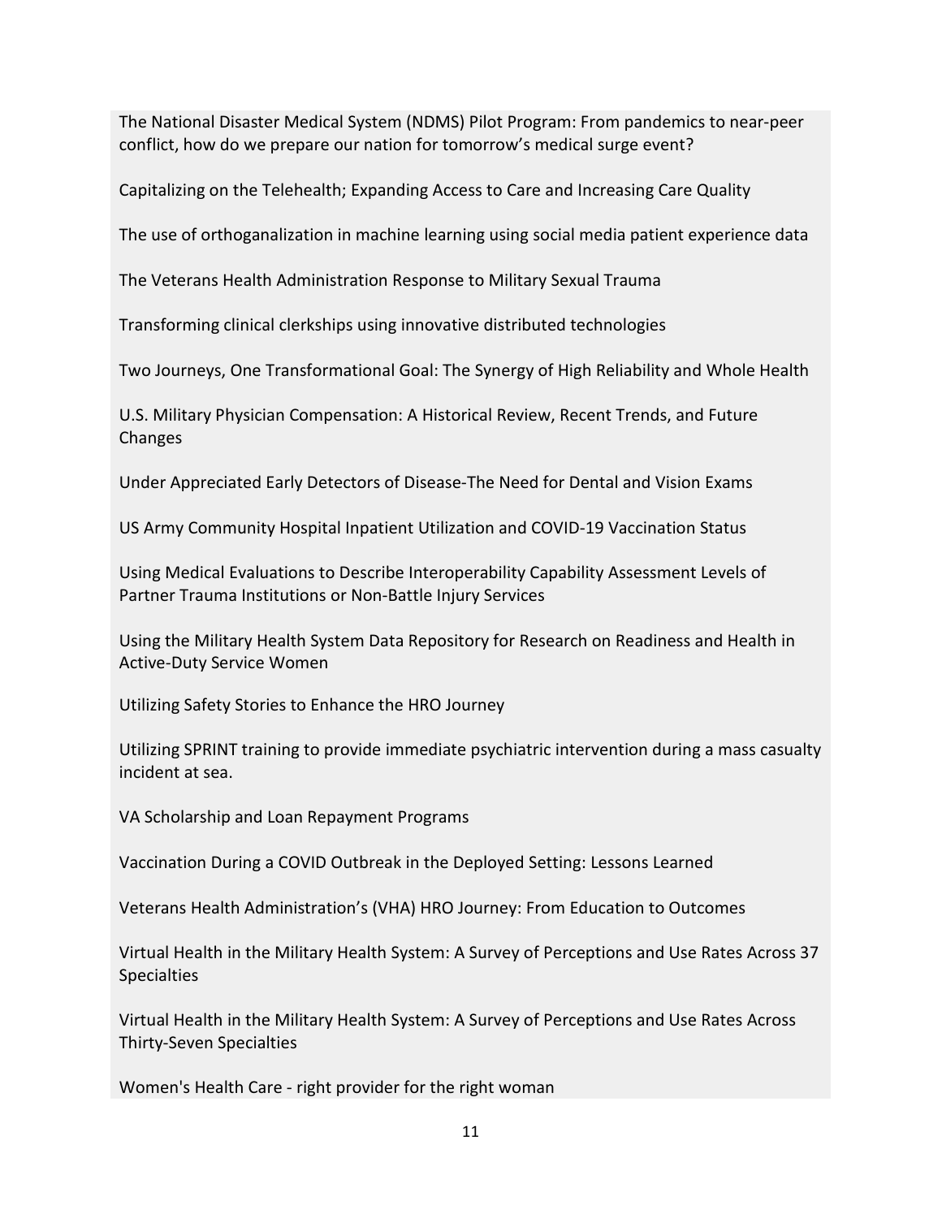The National Disaster Medical System (NDMS) Pilot Program: From pandemics to near-peer conflict, how do we prepare our nation for tomorrow's medical surge event?

Capitalizing on the Telehealth; Expanding Access to Care and Increasing Care Quality

The use of orthoganalization in machine learning using social media patient experience data

The Veterans Health Administration Response to Military Sexual Trauma

Transforming clinical clerkships using innovative distributed technologies

Two Journeys, One Transformational Goal: The Synergy of High Reliability and Whole Health

U.S. Military Physician Compensation: A Historical Review, Recent Trends, and Future Changes

Under Appreciated Early Detectors of Disease-The Need for Dental and Vision Exams

US Army Community Hospital Inpatient Utilization and COVID-19 Vaccination Status

Using Medical Evaluations to Describe Interoperability Capability Assessment Levels of Partner Trauma Institutions or Non-Battle Injury Services

Using the Military Health System Data Repository for Research on Readiness and Health in Active-Duty Service Women

Utilizing Safety Stories to Enhance the HRO Journey

Utilizing SPRINT training to provide immediate psychiatric intervention during a mass casualty incident at sea.

VA Scholarship and Loan Repayment Programs

Vaccination During a COVID Outbreak in the Deployed Setting: Lessons Learned

Veterans Health Administration's (VHA) HRO Journey: From Education to Outcomes

Virtual Health in the Military Health System: A Survey of Perceptions and Use Rates Across 37 Specialties

Virtual Health in the Military Health System: A Survey of Perceptions and Use Rates Across Thirty-Seven Specialties

Women's Health Care - right provider for the right woman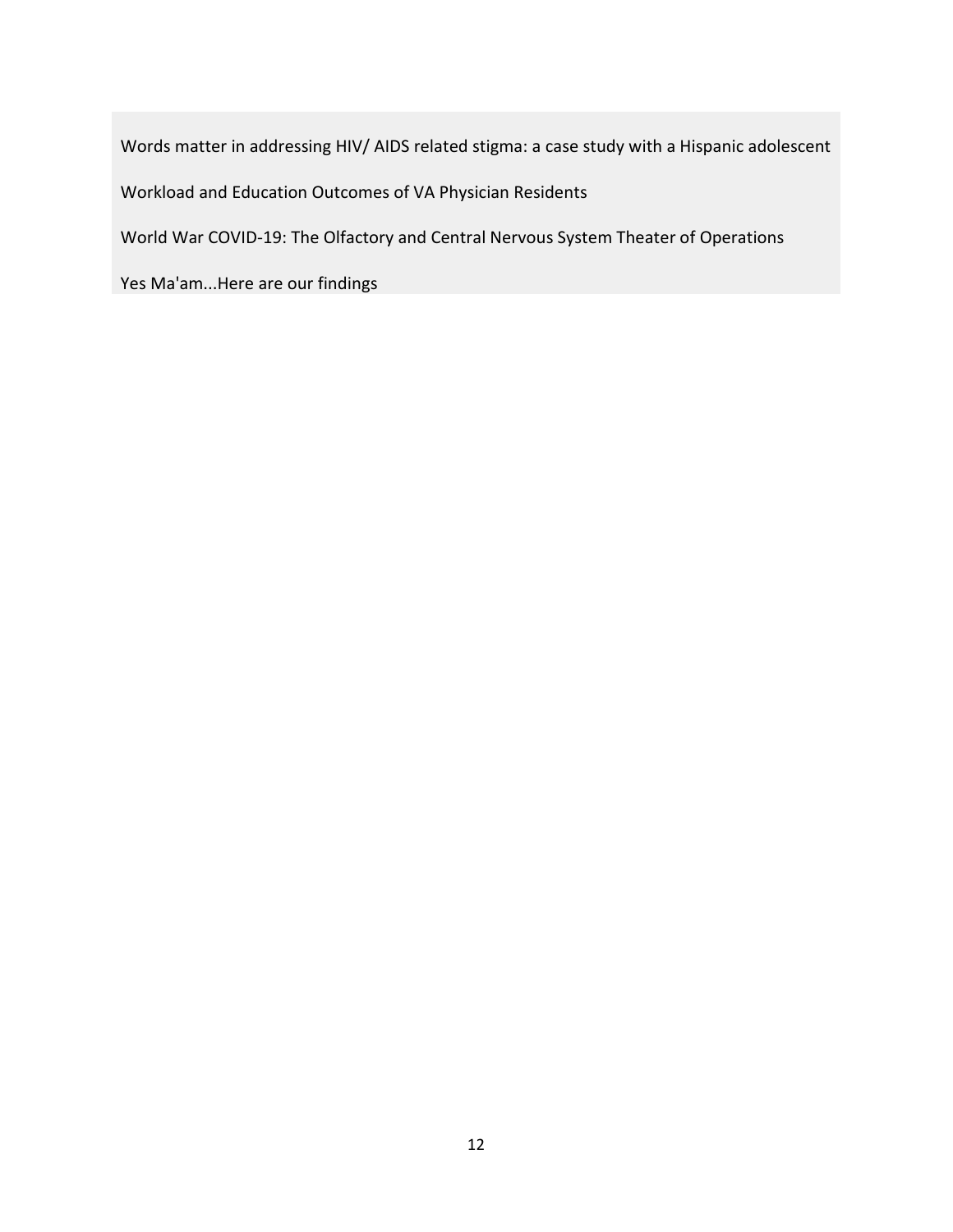Words matter in addressing HIV/ AIDS related stigma: a case study with a Hispanic adolescent

Workload and Education Outcomes of VA Physician Residents

World War COVID-19: The Olfactory and Central Nervous System Theater of Operations

Yes Ma'am...Here are our findings